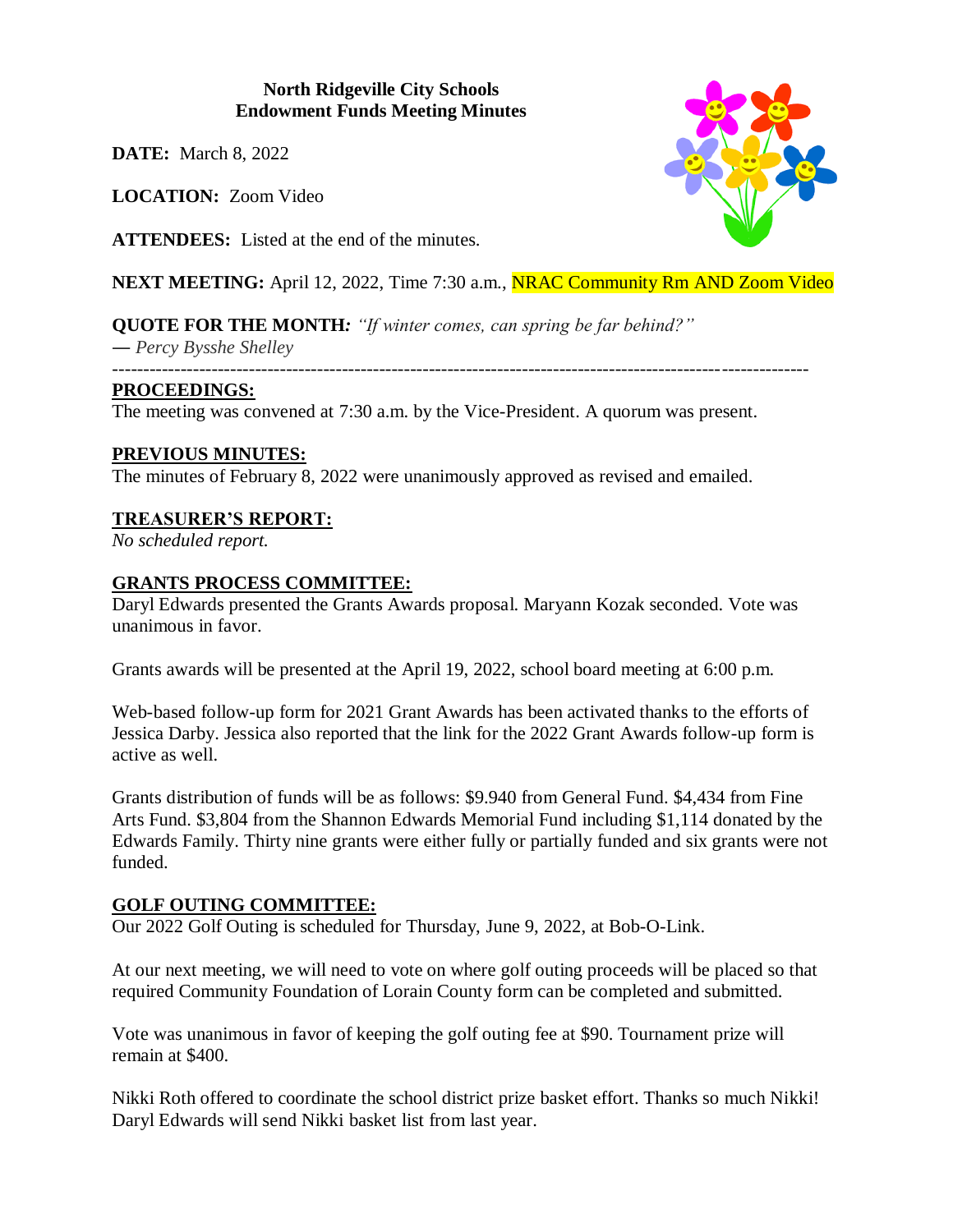**North Ridgeville City Schools**
**Endowment Funds Meeting Minutes**

**DATE:** March 8, 2022

**LOCATION:** Zoom Video

**ATTENDEES:** Listed at the end of the minutes.

**NEXT MEETING:** April 12, 2022, Time 7:30 a.m., NRAC Community Rm AND Zoom Video

**QUOTE FOR THE MONTH:** *"If winter comes, can spring be far behind?"*
— *Percy Bysshe Shelley*

---

## PROCEEDINGS:

The meeting was convened at 7:30 a.m. by the Vice-President. A quorum was present.

## PREVIOUS MINUTES:

The minutes of February 8, 2022 were unanimously approved as revised and emailed.

## TREASURER'S REPORT:

*No scheduled report.*

## GRANTS PROCESS COMMITTEE:

Daryl Edwards presented the Grants Awards proposal. Maryann Kozak seconded. Vote was unanimous in favor.

Grants awards will be presented at the April 19, 2022, school board meeting at 6:00 p.m.

Web-based follow-up form for 2021 Grant Awards has been activated thanks to the efforts of Jessica Darby. Jessica also reported that the link for the 2022 Grant Awards follow-up form is active as well.

Grants distribution of funds will be as follows: $9.940 from General Fund. $4,434 from Fine Arts Fund. $3,804 from the Shannon Edwards Memorial Fund including $1,114 donated by the Edwards Family. Thirty nine grants were either fully or partially funded and six grants were not funded.

## GOLF OUTING COMMITTEE:

Our 2022 Golf Outing is scheduled for Thursday, June 9, 2022, at Bob-O-Link.

At our next meeting, we will need to vote on where golf outing proceeds will be placed so that required Community Foundation of Lorain County form can be completed and submitted.

Vote was unanimous in favor of keeping the golf outing fee at $90. Tournament prize will remain at $400.

Nikki Roth offered to coordinate the school district prize basket effort. Thanks so much Nikki! Daryl Edwards will send Nikki basket list from last year.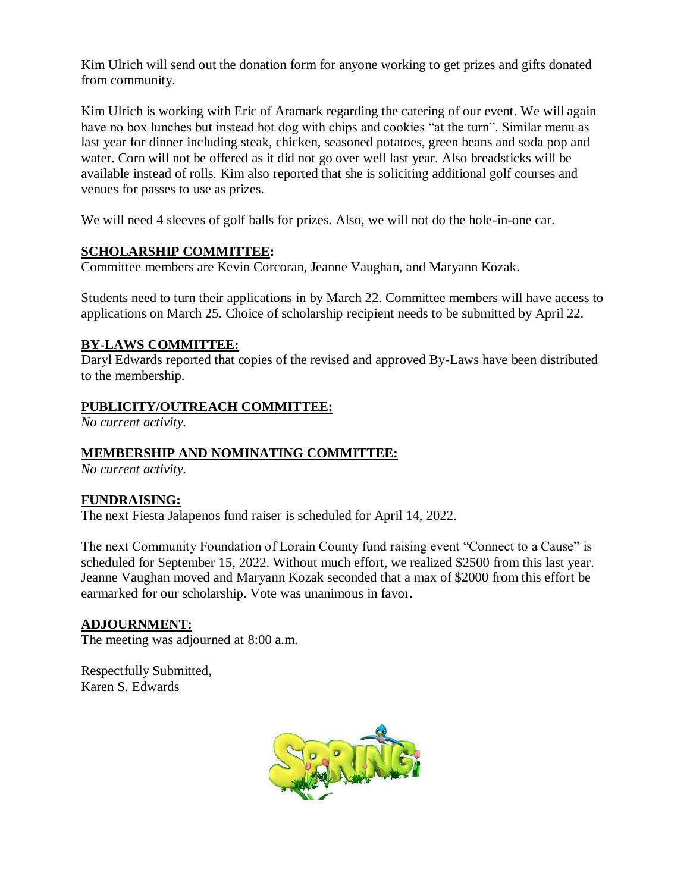Kim Ulrich will send out the donation form for anyone working to get prizes and gifts donated from community.

Kim Ulrich is working with Eric of Aramark regarding the catering of our event. We will again have no box lunches but instead hot dog with chips and cookies "at the turn". Similar menu as last year for dinner including steak, chicken, seasoned potatoes, green beans and soda pop and water. Corn will not be offered as it did not go over well last year. Also breadsticks will be available instead of rolls. Kim also reported that she is soliciting additional golf courses and venues for passes to use as prizes.

We will need 4 sleeves of golf balls for prizes. Also, we will not do the hole-in-one car.

## SCHOLARSHIP COMMITTEE:

Committee members are Kevin Corcoran, Jeanne Vaughan, and Maryann Kozak.

Students need to turn their applications in by March 22. Committee members will have access to applications on March 25. Choice of scholarship recipient needs to be submitted by April 22.

## BY-LAWS COMMITTEE:

Daryl Edwards reported that copies of the revised and approved By-Laws have been distributed to the membership.

## PUBLICITY/OUTREACH COMMITTEE:

*No current activity.*

## MEMBERSHIP AND NOMINATING COMMITTEE:

*No current activity.*

## FUNDRAISING:

The next Fiesta Jalapenos fund raiser is scheduled for April 14, 2022.

The next Community Foundation of Lorain County fund raising event "Connect to a Cause" is scheduled for September 15, 2022. Without much effort, we realized $2500 from this last year. Jeanne Vaughan moved and Maryann Kozak seconded that a max of $2000 from this effort be earmarked for our scholarship. Vote was unanimous in favor.

## ADJOURNMENT:

The meeting was adjourned at 8:00 a.m.

Respectfully Submitted,
Karen S. Edwards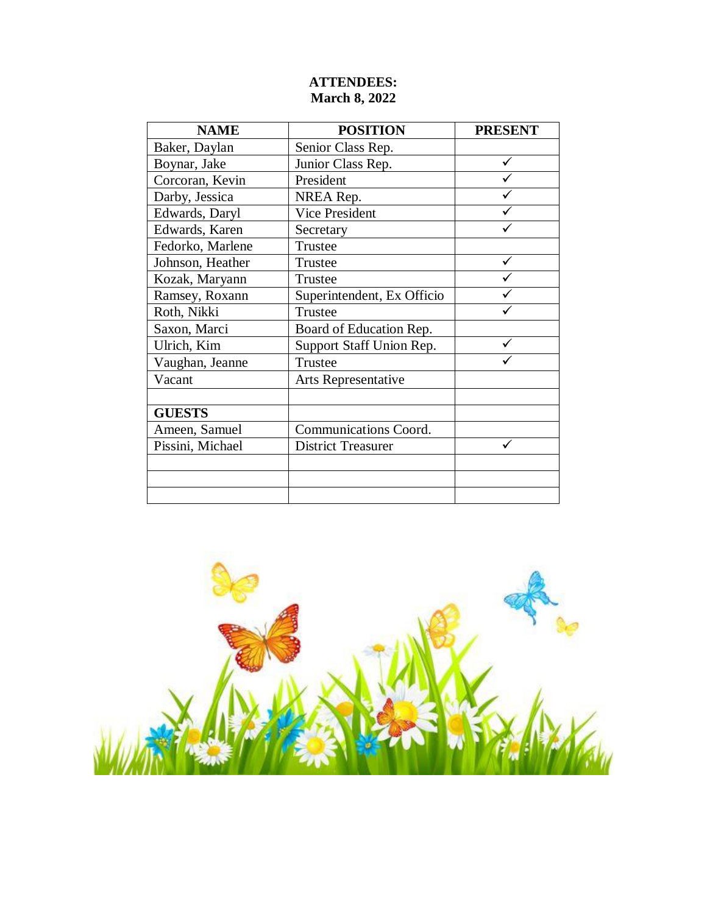**ATTENDEES:**
**March 8, 2022**

| NAME | POSITION | PRESENT |
|---|---|---|
| Baker, Daylan | Senior Class Rep. | |
| Boynar, Jake | Junior Class Rep. | ✓ |
| Corcoran, Kevin | President | ✓ |
| Darby, Jessica | NREA Rep. | ✓ |
| Edwards, Daryl | Vice President | ✓ |
| Edwards, Karen | Secretary | ✓ |
| Fedorko, Marlene | Trustee | |
| Johnson, Heather | Trustee | ✓ |
| Kozak, Maryann | Trustee | ✓ |
| Ramsey, Roxann | Superintendent, Ex Officio | ✓ |
| Roth, Nikki | Trustee | ✓ |
| Saxon, Marci | Board of Education Rep. | |
| Ulrich, Kim | Support Staff Union Rep. | ✓ |
| Vaughan, Jeanne | Trustee | ✓ |
| Vacant | Arts Representative | |
| | | |
| **GUESTS** | | |
| Ameen, Samuel | Communications Coord. | |
| Pissini, Michael | District Treasurer | ✓ |
| | | |
| | | |
| | | |